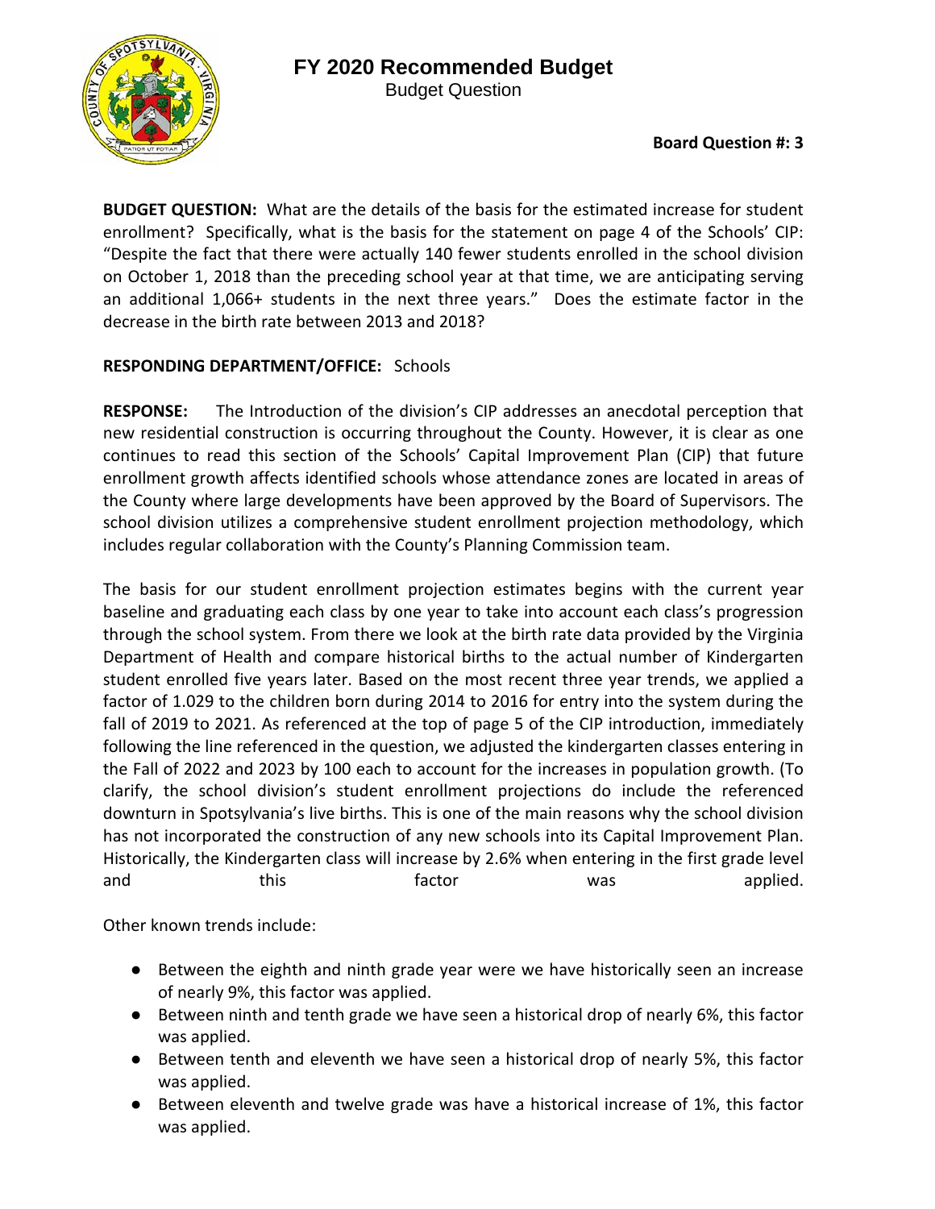# FY 2020 Recommended Budget

Budget Question

**Board Question #: 3**

**BUDGET QUESTION:** What are the details of the basis for the estimated increase for student enrollment? Specifically, what is the basis for the statement on page 4 of the Schools' CIP: "Despite the fact that there were actually 140 fewer students enrolled in the school division on October 1, 2018 than the preceding school year at that time, we are anticipating serving an additional 1,066+ students in the next three years." Does the estimate factor in the decrease in the birth rate between 2013 and 2018?

**RESPONDING DEPARTMENT/OFFICE:** Schools

**RESPONSE:** The Introduction of the division's CIP addresses an anecdotal perception that new residential construction is occurring throughout the County. However, it is clear as one continues to read this section of the Schools' Capital Improvement Plan (CIP) that future enrollment growth affects identified schools whose attendance zones are located in areas of the County where large developments have been approved by the Board of Supervisors. The school division utilizes a comprehensive student enrollment projection methodology, which includes regular collaboration with the County's Planning Commission team.

The basis for our student enrollment projection estimates begins with the current year baseline and graduating each class by one year to take into account each class's progression through the school system. From there we look at the birth rate data provided by the Virginia Department of Health and compare historical births to the actual number of Kindergarten student enrolled five years later. Based on the most recent three year trends, we applied a factor of 1.029 to the children born during 2014 to 2016 for entry into the system during the fall of 2019 to 2021. As referenced at the top of page 5 of the CIP introduction, immediately following the line referenced in the question, we adjusted the kindergarten classes entering in the Fall of 2022 and 2023 by 100 each to account for the increases in population growth. (To clarify, the school division's student enrollment projections do include the referenced downturn in Spotsylvania's live births. This is one of the main reasons why the school division has not incorporated the construction of any new schools into its Capital Improvement Plan. Historically, the Kindergarten class will increase by 2.6% when entering in the first grade level and this factor was applied.

Other known trends include:

- Between the eighth and ninth grade year were we have historically seen an increase of nearly 9%, this factor was applied.
- Between ninth and tenth grade we have seen a historical drop of nearly 6%, this factor was applied.
- Between tenth and eleventh we have seen a historical drop of nearly 5%, this factor was applied.
- Between eleventh and twelve grade was have a historical increase of 1%, this factor was applied.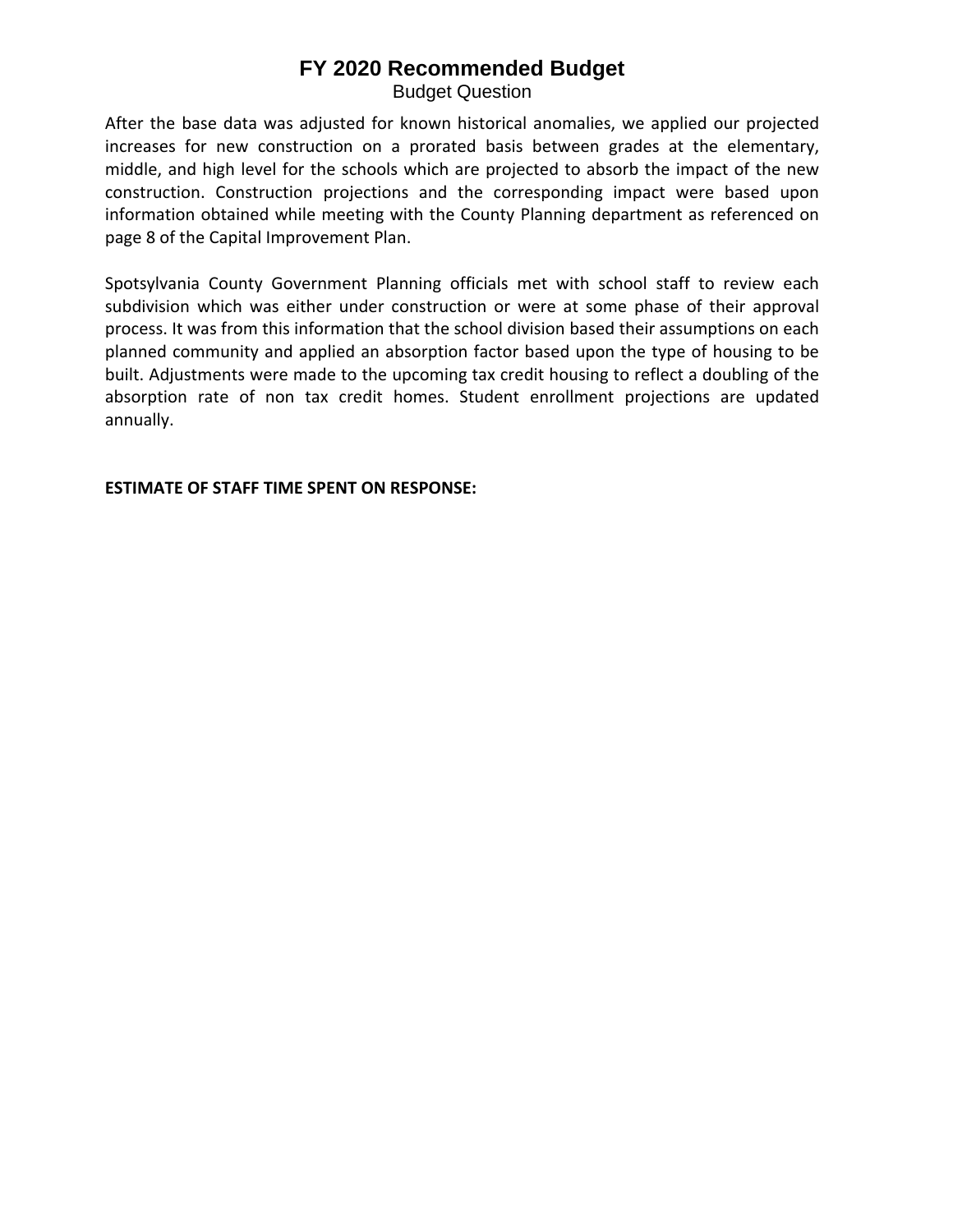After the base data was adjusted for known historical anomalies, we applied our projected increases for new construction on a prorated basis between grades at the elementary, middle, and high level for the schools which are projected to absorb the impact of the new construction. Construction projections and the corresponding impact were based upon information obtained while meeting with the County Planning department as referenced on page 8 of the Capital Improvement Plan.

Spotsylvania County Government Planning officials met with school staff to review each subdivision which was either under construction or were at some phase of their approval process. It was from this information that the school division based their assumptions on each planned community and applied an absorption factor based upon the type of housing to be built. Adjustments were made to the upcoming tax credit housing to reflect a doubling of the absorption rate of non tax credit homes. Student enrollment projections are updated annually.

**ESTIMATE OF STAFF TIME SPENT ON RESPONSE:**